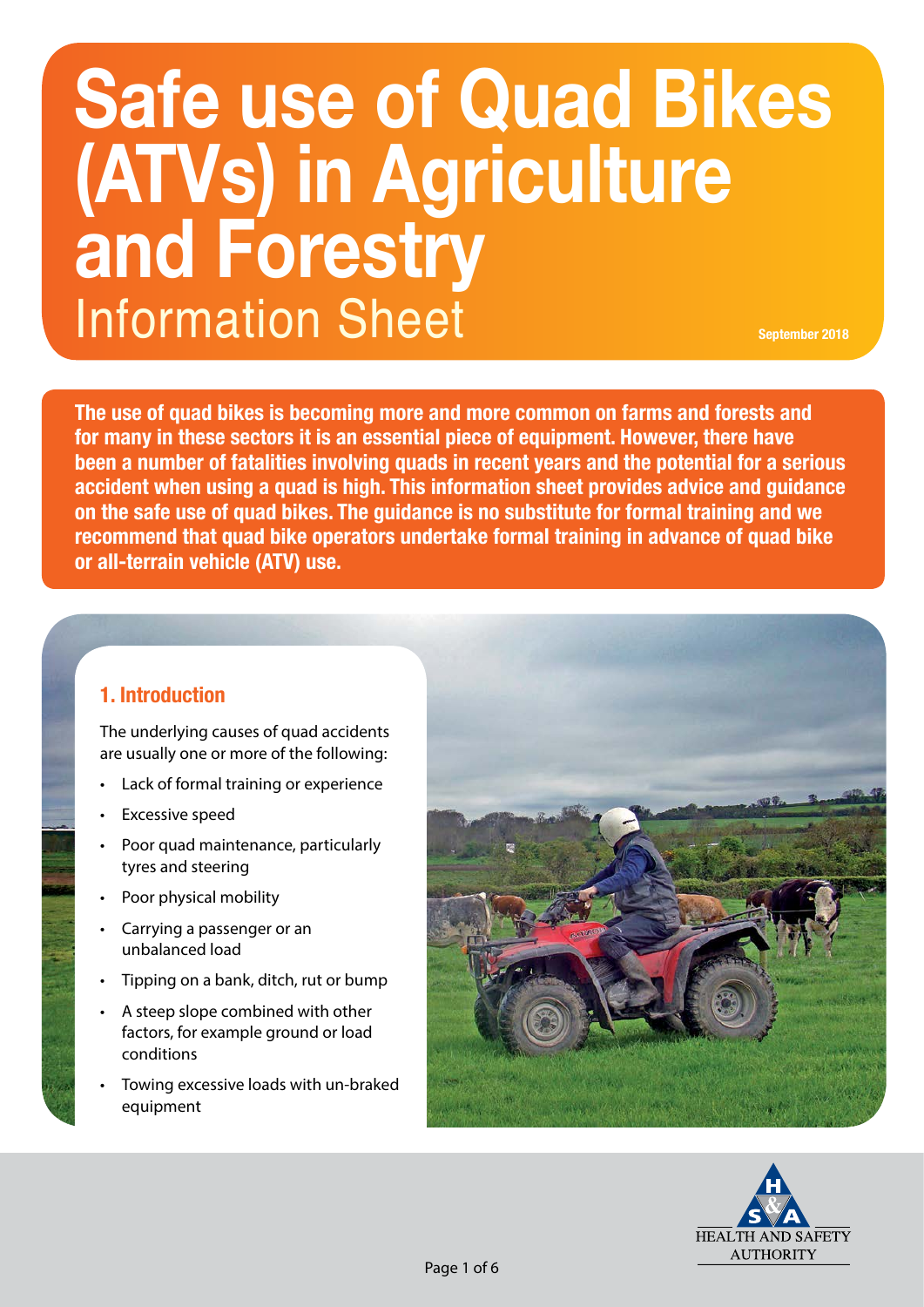# Safe use of Quad Bikes (ATVs) in Agriculture and Forestry

## Information Sheet

September 2018

**The use of quad bikes is becoming more and more common on farms and forests and for many in these sectors it is an essential piece of equipment. However, there have been a number of fatalities involving quads in recent years and the potential for a serious accident when using a quad is high. This information sheet provides advice and guidance on the safe use of quad bikes. The guidance is no substitute for formal training and we recommend that quad bike operators undertake formal training in advance of quad bike or all-terrain vehicle (ATV) use.**

### 1. Introduction

The underlying causes of quad accidents are usually one or more of the following:

- Lack of formal training or experience
- Excessive speed
- Poor quad maintenance, particularly tyres and steering
- Poor physical mobility
- Carrying a passenger or an unbalanced load
- Tipping on a bank, ditch, rut or bump
- A steep slope combined with other factors, for example ground or load conditions
- Towing excessive loads with un-braked equipment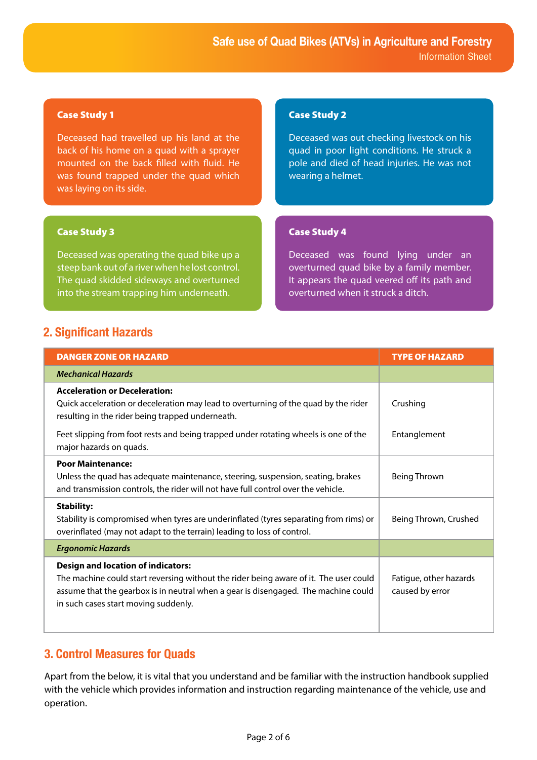### Case Study 1

Deceased had travelled up his land at the back of his home on a quad with a sprayer mounted on the back filled with fluid. He was found trapped under the quad which was laying on its side.

### Case Study 2

Deceased was out checking livestock on his quad in poor light conditions. He struck a pole and died of head injuries. He was not wearing a helmet.

### Case Study 3

Deceased was operating the quad bike up a steep bank out of a river when he lost control. The quad skidded sideways and overturned into the stream trapping him underneath.

### Case Study 4

Deceased was found lying under an overturned quad bike by a family member. It appears the quad veered off its path and overturned when it struck a ditch.

## 2. Significant Hazards

| DANGER ZONE OR HAZARD | TYPE OF HAZARD |
|---|---|
| *Mechanical Hazards* | |
| **Acceleration or Deceleration:** Quick acceleration or deceleration may lead to overturning of the quad by the rider resulting in the rider being trapped underneath. | Crushing |
| Feet slipping from foot rests and being trapped under rotating wheels is one of the major hazards on quads. | Entanglement |
| **Poor Maintenance:** Unless the quad has adequate maintenance, steering, suspension, seating, brakes and transmission controls, the rider will not have full control over the vehicle. | Being Thrown |
| **Stability:** Stability is compromised when tyres are underinflated (tyres separating from rims) or overinflated (may not adapt to the terrain) leading to loss of control. | Being Thrown, Crushed |
| *Ergonomic Hazards* | |
| **Design and location of indicators:** The machine could start reversing without the rider being aware of it. The user could assume that the gearbox is in neutral when a gear is disengaged. The machine could in such cases start moving suddenly. | Fatigue, other hazards caused by error |

## 3. Control Measures for Quads

Apart from the below, it is vital that you understand and be familiar with the instruction handbook supplied with the vehicle which provides information and instruction regarding maintenance of the vehicle, use and operation.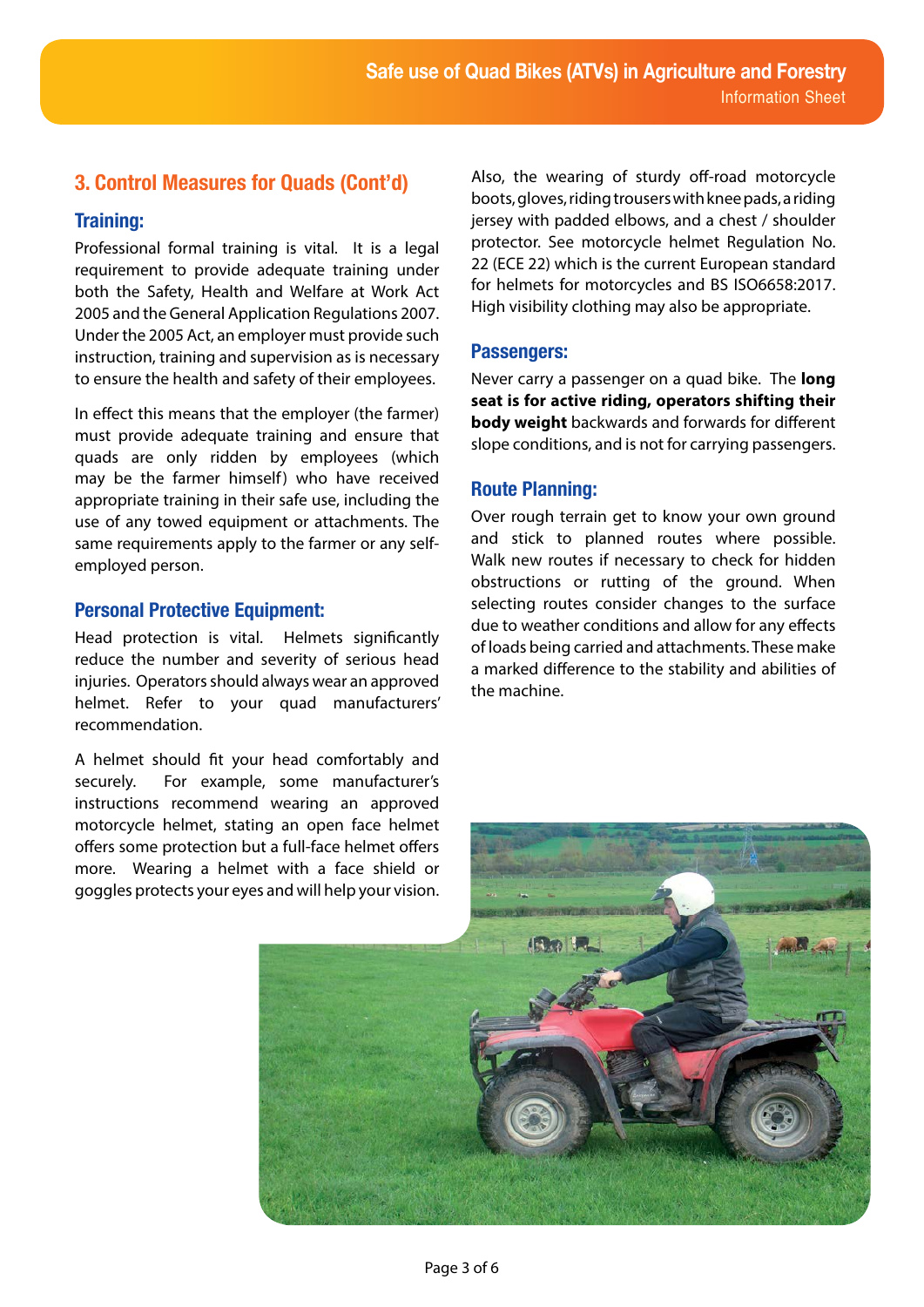## 3. Control Measures for Quads (Cont'd)

### Training:

Professional formal training is vital. It is a legal requirement to provide adequate training under both the Safety, Health and Welfare at Work Act 2005 and the General Application Regulations 2007. Under the 2005 Act, an employer must provide such instruction, training and supervision as is necessary to ensure the health and safety of their employees.

In effect this means that the employer (the farmer) must provide adequate training and ensure that quads are only ridden by employees (which may be the farmer himself) who have received appropriate training in their safe use, including the use of any towed equipment or attachments. The same requirements apply to the farmer or any self-employed person.

### Personal Protective Equipment:

Head protection is vital. Helmets significantly reduce the number and severity of serious head injuries. Operators should always wear an approved helmet. Refer to your quad manufacturers' recommendation.

A helmet should fit your head comfortably and securely. For example, some manufacturer's instructions recommend wearing an approved motorcycle helmet, stating an open face helmet offers some protection but a full-face helmet offers more. Wearing a helmet with a face shield or goggles protects your eyes and will help your vision.

Also, the wearing of sturdy off-road motorcycle boots, gloves, riding trousers with knee pads, a riding jersey with padded elbows, and a chest / shoulder protector. See motorcycle helmet Regulation No. 22 (ECE 22) which is the current European standard for helmets for motorcycles and BS ISO6658:2017. High visibility clothing may also be appropriate.

### Passengers:

Never carry a passenger on a quad bike. The **long seat is for active riding, operators shifting their body weight** backwards and forwards for different slope conditions, and is not for carrying passengers.

### Route Planning:

Over rough terrain get to know your own ground and stick to planned routes where possible. Walk new routes if necessary to check for hidden obstructions or rutting of the ground. When selecting routes consider changes to the surface due to weather conditions and allow for any effects of loads being carried and attachments. These make a marked difference to the stability and abilities of the machine.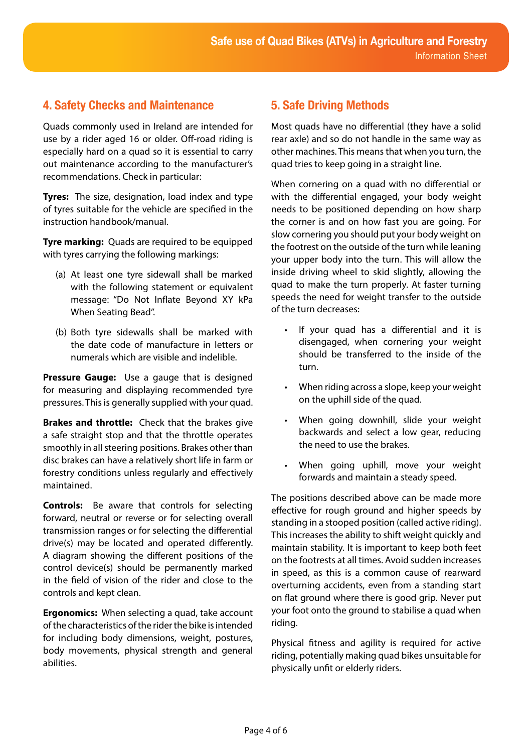## 4. Safety Checks and Maintenance

Quads commonly used in Ireland are intended for use by a rider aged 16 or older. Off-road riding is especially hard on a quad so it is essential to carry out maintenance according to the manufacturer's recommendations. Check in particular:

**Tyres:** The size, designation, load index and type of tyres suitable for the vehicle are specified in the instruction handbook/manual.

**Tyre marking:** Quads are required to be equipped with tyres carrying the following markings:

(a) At least one tyre sidewall shall be marked with the following statement or equivalent message: "Do Not Inflate Beyond XY kPa When Seating Bead".

(b) Both tyre sidewalls shall be marked with the date code of manufacture in letters or numerals which are visible and indelible.

**Pressure Gauge:** Use a gauge that is designed for measuring and displaying recommended tyre pressures. This is generally supplied with your quad.

**Brakes and throttle:** Check that the brakes give a safe straight stop and that the throttle operates smoothly in all steering positions. Brakes other than disc brakes can have a relatively short life in farm or forestry conditions unless regularly and effectively maintained.

**Controls:** Be aware that controls for selecting forward, neutral or reverse or for selecting overall transmission ranges or for selecting the differential drive(s) may be located and operated differently. A diagram showing the different positions of the control device(s) should be permanently marked in the field of vision of the rider and close to the controls and kept clean.

**Ergonomics:** When selecting a quad, take account of the characteristics of the rider the bike is intended for including body dimensions, weight, postures, body movements, physical strength and general abilities.

## 5. Safe Driving Methods

Most quads have no differential (they have a solid rear axle) and so do not handle in the same way as other machines. This means that when you turn, the quad tries to keep going in a straight line.

When cornering on a quad with no differential or with the differential engaged, your body weight needs to be positioned depending on how sharp the corner is and on how fast you are going. For slow cornering you should put your body weight on the footrest on the outside of the turn while leaning your upper body into the turn. This will allow the inside driving wheel to skid slightly, allowing the quad to make the turn properly. At faster turning speeds the need for weight transfer to the outside of the turn decreases:

- If your quad has a differential and it is disengaged, when cornering your weight should be transferred to the inside of the turn.
- When riding across a slope, keep your weight on the uphill side of the quad.
- When going downhill, slide your weight backwards and select a low gear, reducing the need to use the brakes.
- When going uphill, move your weight forwards and maintain a steady speed.

The positions described above can be made more effective for rough ground and higher speeds by standing in a stooped position (called active riding). This increases the ability to shift weight quickly and maintain stability. It is important to keep both feet on the footrests at all times. Avoid sudden increases in speed, as this is a common cause of rearward overturning accidents, even from a standing start on flat ground where there is good grip. Never put your foot onto the ground to stabilise a quad when riding.

Physical fitness and agility is required for active riding, potentially making quad bikes unsuitable for physically unfit or elderly riders.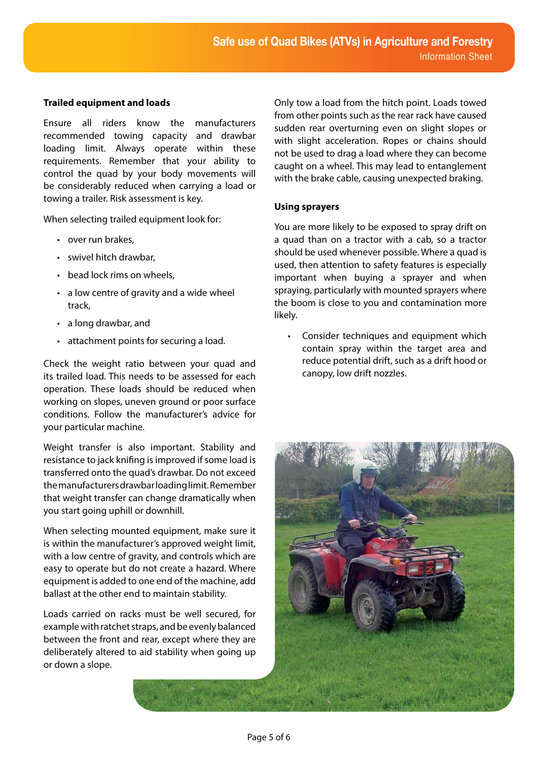### Trailed equipment and loads

Ensure all riders know the manufacturers recommended towing capacity and drawbar loading limit. Always operate within these requirements. Remember that your ability to control the quad by your body movements will be considerably reduced when carrying a load or towing a trailer. Risk assessment is key.

When selecting trailed equipment look for:

- over run brakes,
- swivel hitch drawbar,
- bead lock rims on wheels,
- a low centre of gravity and a wide wheel track,
- a long drawbar, and
- attachment points for securing a load.

Check the weight ratio between your quad and its trailed load. This needs to be assessed for each operation. These loads should be reduced when working on slopes, uneven ground or poor surface conditions. Follow the manufacturer's advice for your particular machine.

Weight transfer is also important. Stability and resistance to jack knifing is improved if some load is transferred onto the quad's drawbar. Do not exceed the manufacturers drawbar loading limit. Remember that weight transfer can change dramatically when you start going uphill or downhill.

When selecting mounted equipment, make sure it is within the manufacturer's approved weight limit, with a low centre of gravity, and controls which are easy to operate but do not create a hazard. Where equipment is added to one end of the machine, add ballast at the other end to maintain stability.

Loads carried on racks must be well secured, for example with ratchet straps, and be evenly balanced between the front and rear, except where they are deliberately altered to aid stability when going up or down a slope.

Only tow a load from the hitch point. Loads towed from other points such as the rear rack have caused sudden rear overturning even on slight slopes or with slight acceleration. Ropes or chains should not be used to drag a load where they can become caught on a wheel. This may lead to entanglement with the brake cable, causing unexpected braking.

### Using sprayers

You are more likely to be exposed to spray drift on a quad than on a tractor with a cab, so a tractor should be used whenever possible. Where a quad is used, then attention to safety features is especially important when buying a sprayer and when spraying, particularly with mounted sprayers where the boom is close to you and contamination more likely.

- Consider techniques and equipment which contain spray within the target area and reduce potential drift, such as a drift hood or canopy, low drift nozzles.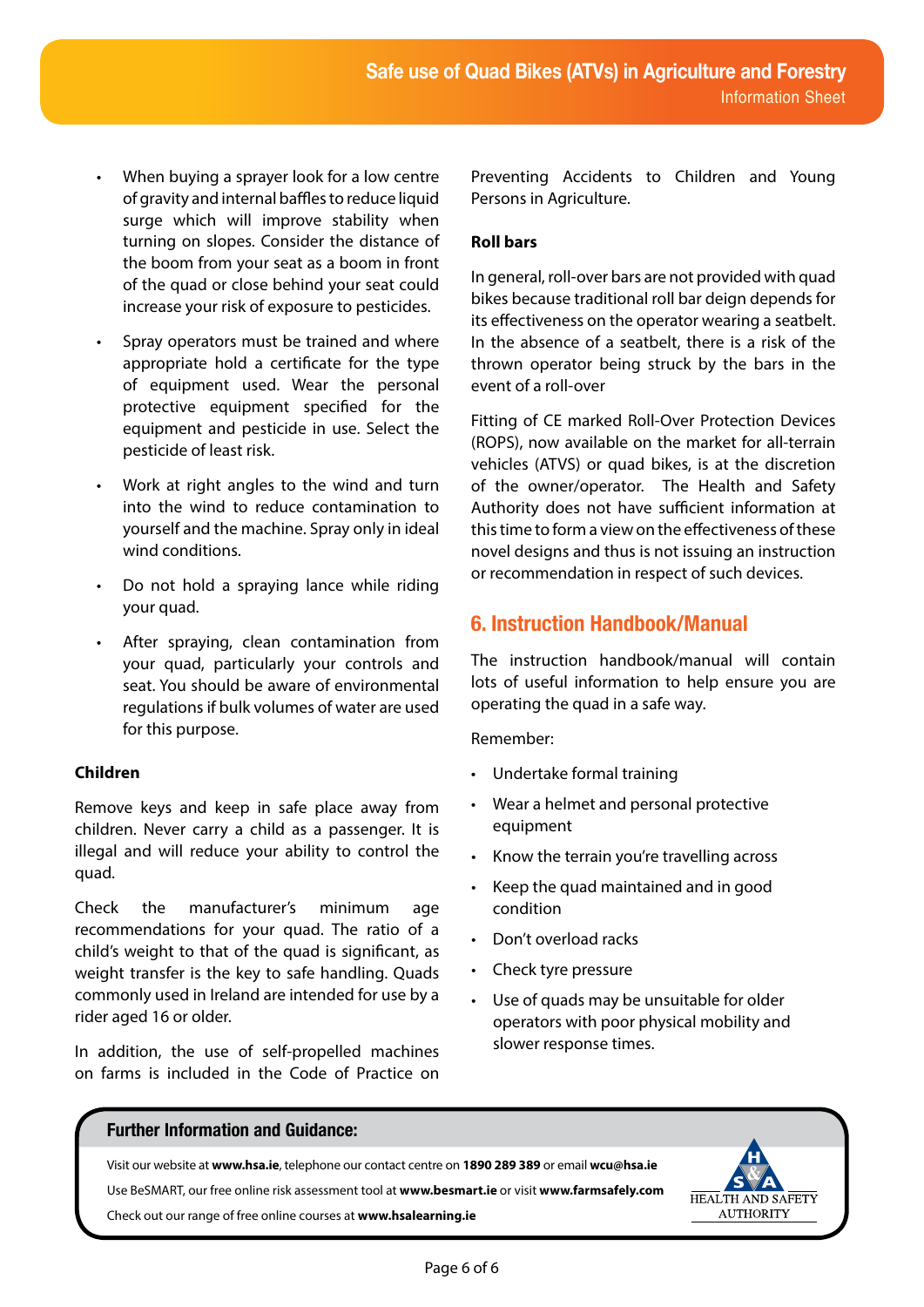- When buying a sprayer look for a low centre of gravity and internal baffles to reduce liquid surge which will improve stability when turning on slopes. Consider the distance of the boom from your seat as a boom in front of the quad or close behind your seat could increase your risk of exposure to pesticides.
- Spray operators must be trained and where appropriate hold a certificate for the type of equipment used. Wear the personal protective equipment specified for the equipment and pesticide in use. Select the pesticide of least risk.
- Work at right angles to the wind and turn into the wind to reduce contamination to yourself and the machine. Spray only in ideal wind conditions.
- Do not hold a spraying lance while riding your quad.
- After spraying, clean contamination from your quad, particularly your controls and seat. You should be aware of environmental regulations if bulk volumes of water are used for this purpose.

**Children**

Remove keys and keep in safe place away from children. Never carry a child as a passenger. It is illegal and will reduce your ability to control the quad.

Check the manufacturer's minimum age recommendations for your quad. The ratio of a child's weight to that of the quad is significant, as weight transfer is the key to safe handling. Quads commonly used in Ireland are intended for use by a rider aged 16 or older.

In addition, the use of self-propelled machines on farms is included in the Code of Practice on Preventing Accidents to Children and Young Persons in Agriculture.

**Roll bars**

In general, roll-over bars are not provided with quad bikes because traditional roll bar deign depends for its effectiveness on the operator wearing a seatbelt. In the absence of a seatbelt, there is a risk of the thrown operator being struck by the bars in the event of a roll-over

Fitting of CE marked Roll-Over Protection Devices (ROPS), now available on the market for all-terrain vehicles (ATVS) or quad bikes, is at the discretion of the owner/operator. The Health and Safety Authority does not have sufficient information at this time to form a view on the effectiveness of these novel designs and thus is not issuing an instruction or recommendation in respect of such devices.

## 6. Instruction Handbook/Manual

The instruction handbook/manual will contain lots of useful information to help ensure you are operating the quad in a safe way.

Remember:

- Undertake formal training
- Wear a helmet and personal protective equipment
- Know the terrain you're travelling across
- Keep the quad maintained and in good condition
- Don't overload racks
- Check tyre pressure
- Use of quads may be unsuitable for older operators with poor physical mobility and slower response times.

**Further Information and Guidance:**

Visit our website at **www.hsa.ie**, telephone our contact centre on **1890 289 389** or email **wcu@hsa.ie**

Use BeSMART, our free online risk assessment tool at **www.besmart.ie** or visit **www.farmsafely.com**

Check out our range of free online courses at **www.hsalearning.ie**

HEALTH AND SAFETY AUTHORITY